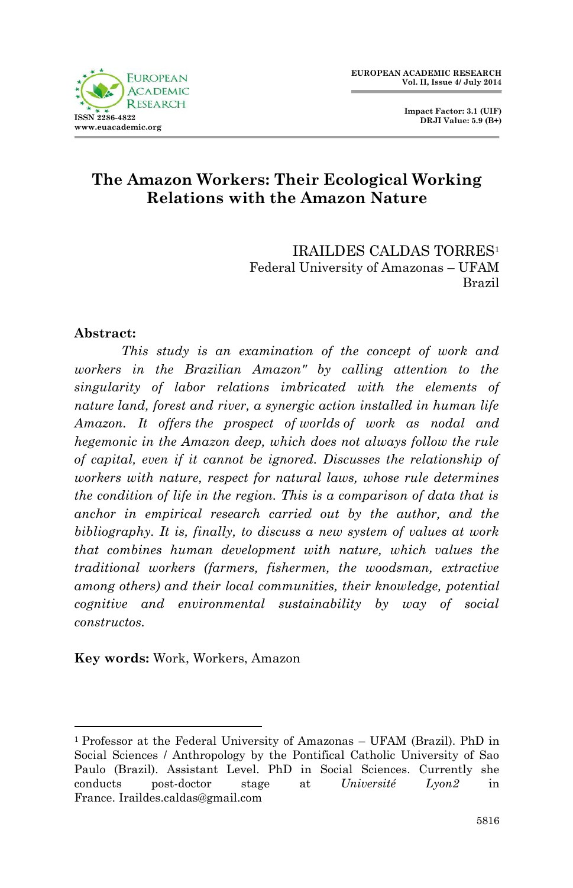# The Amazon Workers: Their Ecological Working Relations with the Amazon Nature

IRAILDES CALDAS TORRES[1]
Federal University of Amazonas – UFAM
Brazil

**Abstract:**

*This study is an examination of the concept of work and workers in the Brazilian Amazon" by calling attention to the singularity of labor relations imbricated with the elements of nature land, forest and river, a synergic action installed in human life Amazon. It offers the prospect of worlds of work as nodal and hegemonic in the Amazon deep, which does not always follow the rule of capital, even if it cannot be ignored. Discusses the relationship of workers with nature, respect for natural laws, whose rule determines the condition of life in the region. This is a comparison of data that is anchor in empirical research carried out by the author, and the bibliography. It is, finally, to discuss a new system of values at work that combines human development with nature, which values the traditional workers (farmers, fishermen, the woodsman, extractive among others) and their local communities, their knowledge, potential cognitive and environmental sustainability by way of social constructos.*

**Key words:** Work, Workers, Amazon

---

[1] Professor at the Federal University of Amazonas – UFAM (Brazil). PhD in Social Sciences / Anthropology by the Pontifical Catholic University of Sao Paulo (Brazil). Assistant Level. PhD in Social Sciences. Currently she conducts post-doctor stage at *Université Lyon2* in France. Iraildes.caldas@gmail.com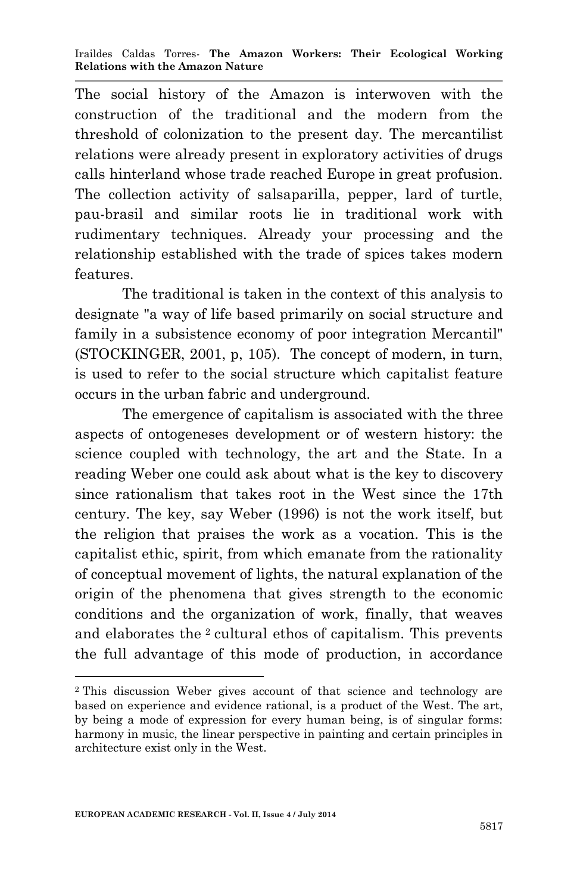The social history of the Amazon is interwoven with the construction of the traditional and the modern from the threshold of colonization to the present day. The mercantilist relations were already present in exploratory activities of drugs calls hinterland whose trade reached Europe in great profusion. The collection activity of salsaparilla, pepper, lard of turtle, pau-brasil and similar roots lie in traditional work with rudimentary techniques. Already your processing and the relationship established with the trade of spices takes modern features.

The traditional is taken in the context of this analysis to designate "a way of life based primarily on social structure and family in a subsistence economy of poor integration Mercantil" (STOCKINGER, 2001, p, 105). The concept of modern, in turn, is used to refer to the social structure which capitalist feature occurs in the urban fabric and underground.

The emergence of capitalism is associated with the three aspects of ontogeneses development or of western history: the science coupled with technology, the art and the State. In a reading Weber one could ask about what is the key to discovery since rationalism that takes root in the West since the 17th century. The key, say Weber (1996) is not the work itself, but the religion that praises the work as a vocation. This is the capitalist ethic, spirit, from which emanate from the rationality of conceptual movement of lights, the natural explanation of the origin of the phenomena that gives strength to the economic conditions and the organization of work, finally, that weaves and elaborates the [2] cultural ethos of capitalism. This prevents the full advantage of this mode of production, in accordance

---

[2] This discussion Weber gives account of that science and technology are based on experience and evidence rational, is a product of the West. The art, by being a mode of expression for every human being, is of singular forms: harmony in music, the linear perspective in painting and certain principles in architecture exist only in the West.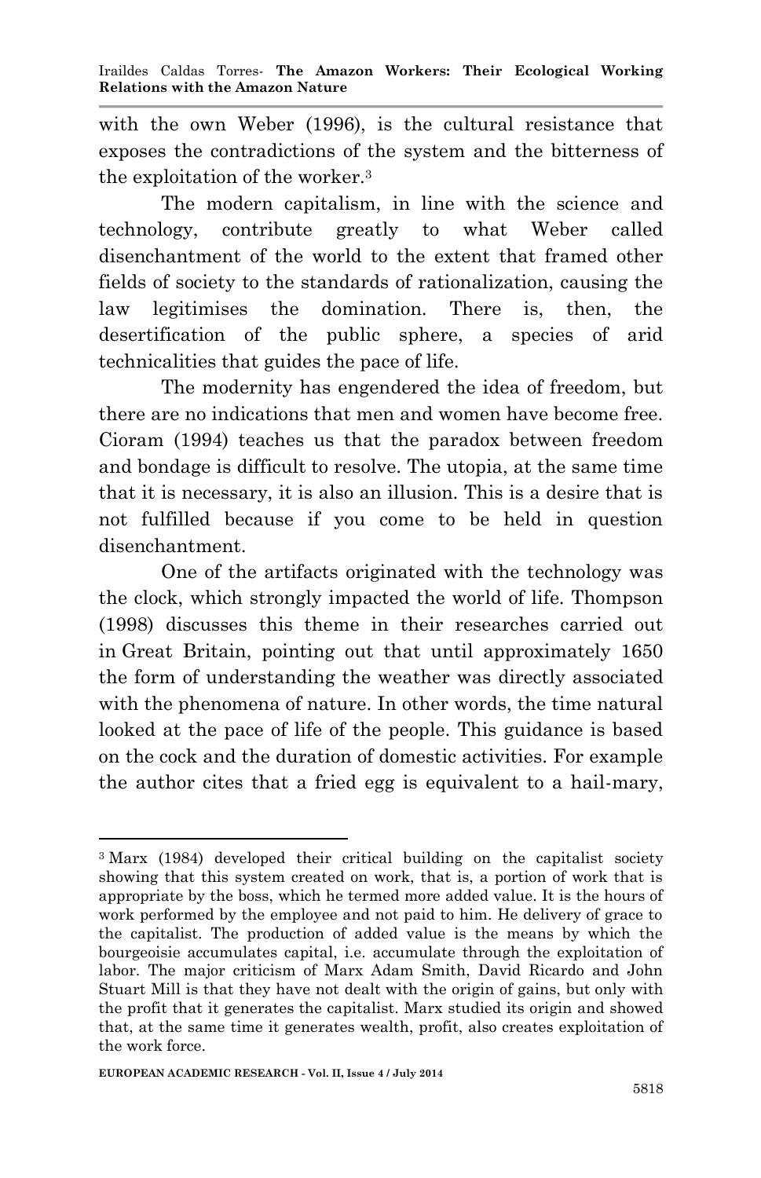with the own Weber (1996), is the cultural resistance that exposes the contradictions of the system and the bitterness of the exploitation of the worker.[3]

The modern capitalism, in line with the science and technology, contribute greatly to what Weber called disenchantment of the world to the extent that framed other fields of society to the standards of rationalization, causing the law legitimises the domination. There is, then, the desertification of the public sphere, a species of arid technicalities that guides the pace of life.

The modernity has engendered the idea of freedom, but there are no indications that men and women have become free. Cioram (1994) teaches us that the paradox between freedom and bondage is difficult to resolve. The utopia, at the same time that it is necessary, it is also an illusion. This is a desire that is not fulfilled because if you come to be held in question disenchantment.

One of the artifacts originated with the technology was the clock, which strongly impacted the world of life. Thompson (1998) discusses this theme in their researches carried out in Great Britain, pointing out that until approximately 1650 the form of understanding the weather was directly associated with the phenomena of nature. In other words, the time natural looked at the pace of life of the people. This guidance is based on the cock and the duration of domestic activities. For example the author cites that a fried egg is equivalent to a hail-mary,

---

[3] Marx (1984) developed their critical building on the capitalist society showing that this system created on work, that is, a portion of work that is appropriate by the boss, which he termed more added value. It is the hours of work performed by the employee and not paid to him. He delivery of grace to the capitalist. The production of added value is the means by which the bourgeoisie accumulates capital, i.e. accumulate through the exploitation of labor. The major criticism of Marx Adam Smith, David Ricardo and John Stuart Mill is that they have not dealt with the origin of gains, but only with the profit that it generates the capitalist. Marx studied its origin and showed that, at the same time it generates wealth, profit, also creates exploitation of the work force.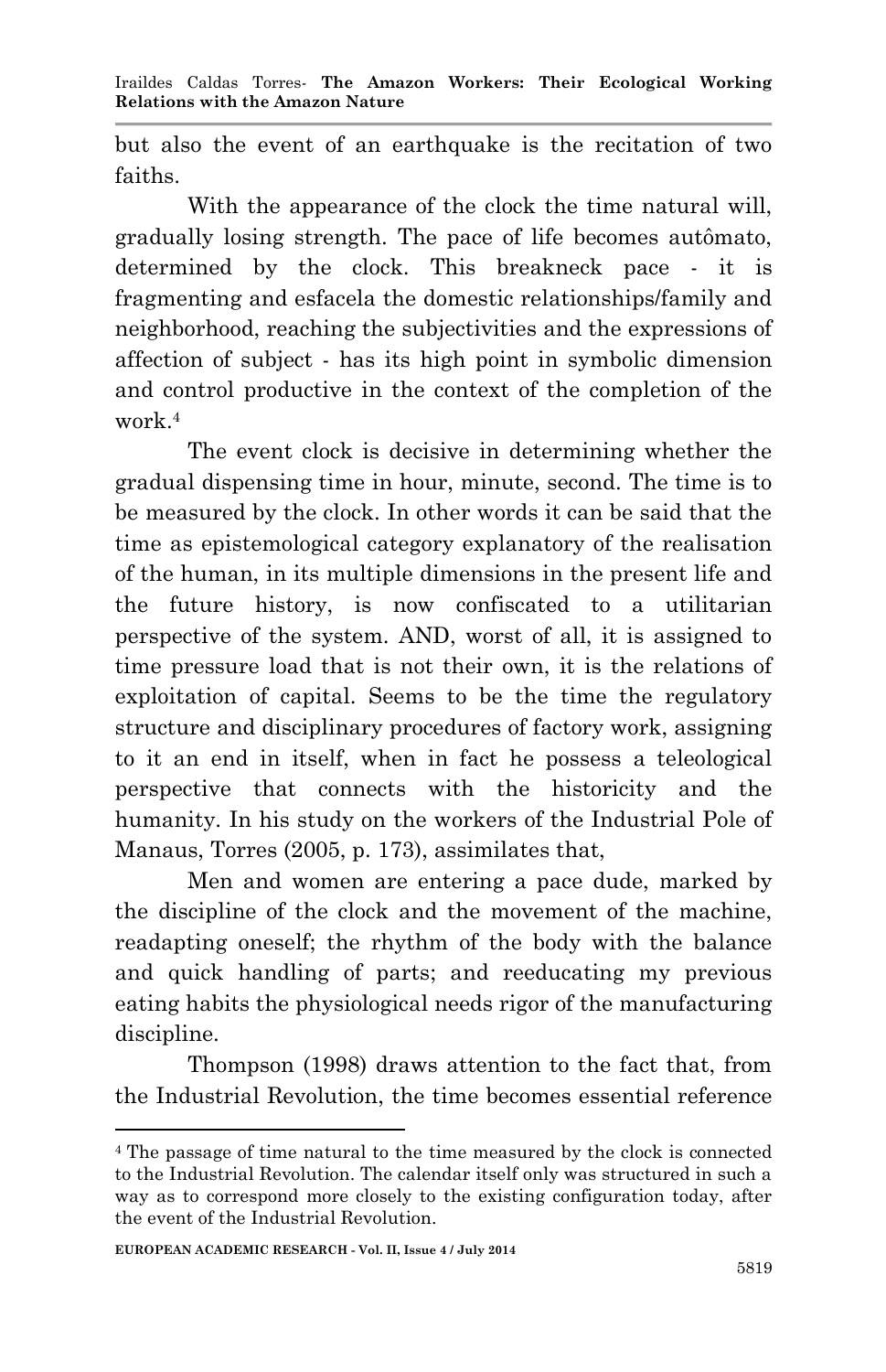but also the event of an earthquake is the recitation of two faiths.

With the appearance of the clock the time natural will, gradually losing strength. The pace of life becomes autômato, determined by the clock. This breakneck pace - it is fragmenting and esfacela the domestic relationships/family and neighborhood, reaching the subjectivities and the expressions of affection of subject - has its high point in symbolic dimension and control productive in the context of the completion of the work.[4]

The event clock is decisive in determining whether the gradual dispensing time in hour, minute, second. The time is to be measured by the clock. In other words it can be said that the time as epistemological category explanatory of the realisation of the human, in its multiple dimensions in the present life and the future history, is now confiscated to a utilitarian perspective of the system. AND, worst of all, it is assigned to time pressure load that is not their own, it is the relations of exploitation of capital. Seems to be the time the regulatory structure and disciplinary procedures of factory work, assigning to it an end in itself, when in fact he possess a teleological perspective that connects with the historicity and the humanity. In his study on the workers of the Industrial Pole of Manaus, Torres (2005, p. 173), assimilates that,

Men and women are entering a pace dude, marked by the discipline of the clock and the movement of the machine, readapting oneself; the rhythm of the body with the balance and quick handling of parts; and reeducating my previous eating habits the physiological needs rigor of the manufacturing discipline.

Thompson (1998) draws attention to the fact that, from the Industrial Revolution, the time becomes essential reference

---

[4] The passage of time natural to the time measured by the clock is connected to the Industrial Revolution. The calendar itself only was structured in such a way as to correspond more closely to the existing configuration today, after the event of the Industrial Revolution.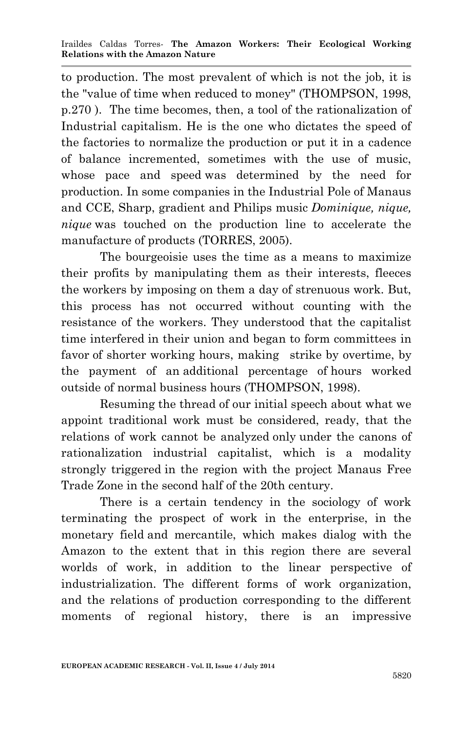to production. The most prevalent of which is not the job, it is the "value of time when reduced to money" (THOMPSON, 1998, p.270 ). The time becomes, then, a tool of the rationalization of Industrial capitalism. He is the one who dictates the speed of the factories to normalize the production or put it in a cadence of balance incremented, sometimes with the use of music, whose pace and speed was determined by the need for production. In some companies in the Industrial Pole of Manaus and CCE, Sharp, gradient and Philips music *Dominique, nique, nique* was touched on the production line to accelerate the manufacture of products (TORRES, 2005).

The bourgeoisie uses the time as a means to maximize their profits by manipulating them as their interests, fleeces the workers by imposing on them a day of strenuous work. But, this process has not occurred without counting with the resistance of the workers. They understood that the capitalist time interfered in their union and began to form committees in favor of shorter working hours, making strike by overtime, by the payment of an additional percentage of hours worked outside of normal business hours (THOMPSON, 1998).

Resuming the thread of our initial speech about what we appoint traditional work must be considered, ready, that the relations of work cannot be analyzed only under the canons of rationalization industrial capitalist, which is a modality strongly triggered in the region with the project Manaus Free Trade Zone in the second half of the 20th century.

There is a certain tendency in the sociology of work terminating the prospect of work in the enterprise, in the monetary field and mercantile, which makes dialog with the Amazon to the extent that in this region there are several worlds of work, in addition to the linear perspective of industrialization. The different forms of work organization, and the relations of production corresponding to the different moments of regional history, there is an impressive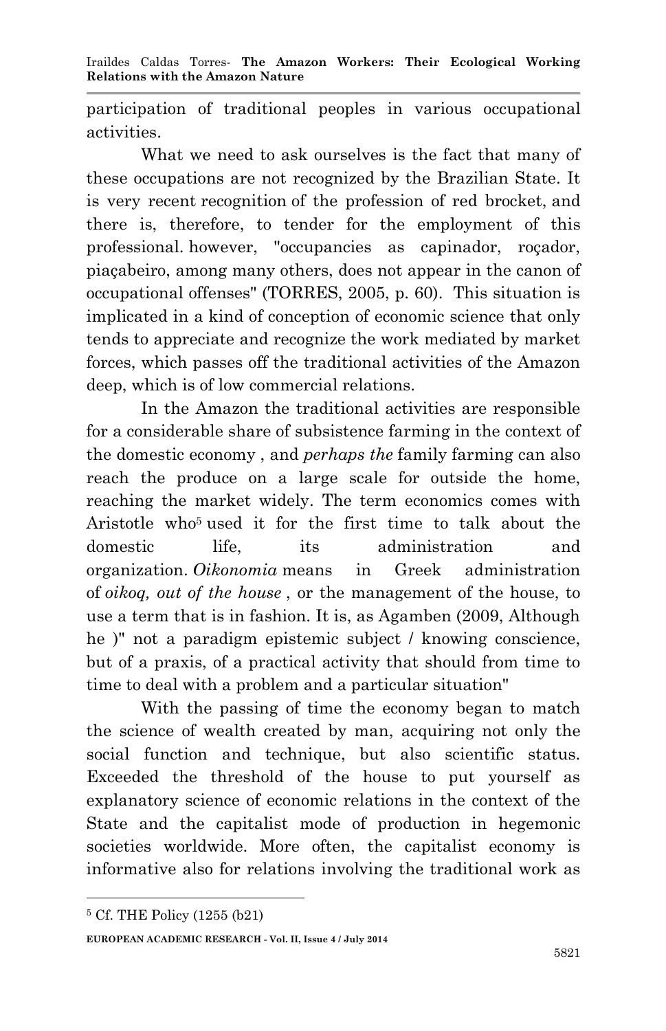participation of traditional peoples in various occupational activities.

What we need to ask ourselves is the fact that many of these occupations are not recognized by the Brazilian State. It is very recent recognition of the profession of red brocket, and there is, therefore, to tender for the employment of this professional. however, "occupancies as capinador, roçador, piaçabeiro, among many others, does not appear in the canon of occupational offenses" (TORRES, 2005, p. 60). This situation is implicated in a kind of conception of economic science that only tends to appreciate and recognize the work mediated by market forces, which passes off the traditional activities of the Amazon deep, which is of low commercial relations.

In the Amazon the traditional activities are responsible for a considerable share of subsistence farming in the context of the domestic economy , and *perhaps the* family farming can also reach the produce on a large scale for outside the home, reaching the market widely. The term economics comes with Aristotle who[5] used it for the first time to talk about the domestic life, its administration and organization. *Oikonomia* means in Greek administration of *oikoq, out of the house* , or the management of the house, to use a term that is in fashion. It is, as Agamben (2009, Although he )" not a paradigm epistemic subject / knowing conscience, but of a praxis, of a practical activity that should from time to time to deal with a problem and a particular situation"

With the passing of time the economy began to match the science of wealth created by man, acquiring not only the social function and technique, but also scientific status. Exceeded the threshold of the house to put yourself as explanatory science of economic relations in the context of the State and the capitalist mode of production in hegemonic societies worldwide. More often, the capitalist economy is informative also for relations involving the traditional work as

[5] Cf. THE Policy (1255 (b21)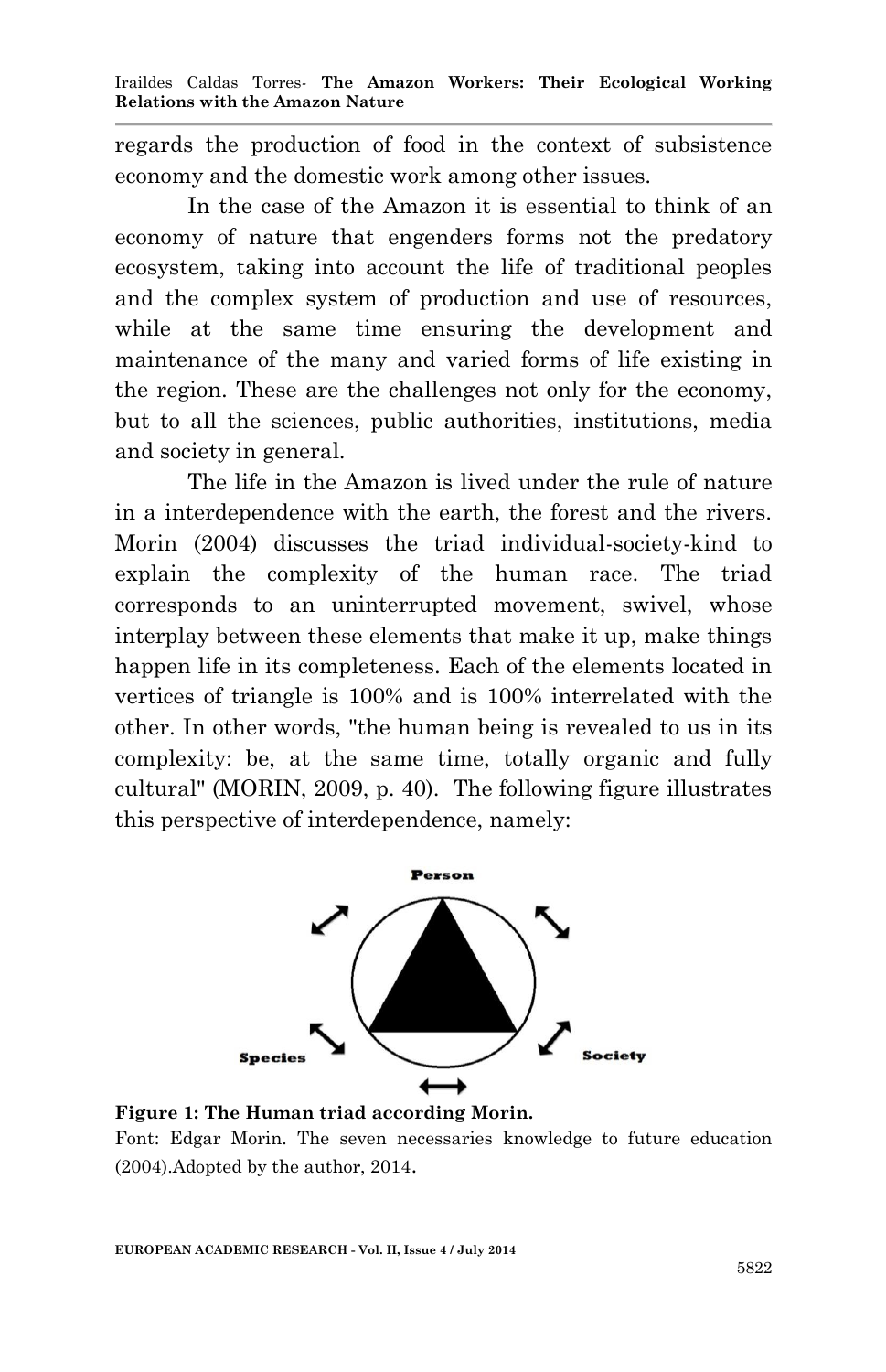regards the production of food in the context of subsistence economy and the domestic work among other issues.

In the case of the Amazon it is essential to think of an economy of nature that engenders forms not the predatory ecosystem, taking into account the life of traditional peoples and the complex system of production and use of resources, while at the same time ensuring the development and maintenance of the many and varied forms of life existing in the region. These are the challenges not only for the economy, but to all the sciences, public authorities, institutions, media and society in general.

The life in the Amazon is lived under the rule of nature in a interdependence with the earth, the forest and the rivers. Morin (2004) discusses the triad individual-society-kind to explain the complexity of the human race. The triad corresponds to an uninterrupted movement, swivel, whose interplay between these elements that make it up, make things happen life in its completeness. Each of the elements located in vertices of triangle is 100% and is 100% interrelated with the other. In other words, "the human being is revealed to us in its complexity: be, at the same time, totally organic and fully cultural" (MORIN, 2009, p. 40). The following figure illustrates this perspective of interdependence, namely:

**Figure 1: The Human triad according Morin.**

Font: Edgar Morin. The seven necessaries knowledge to future education (2004).Adopted by the author, 2014.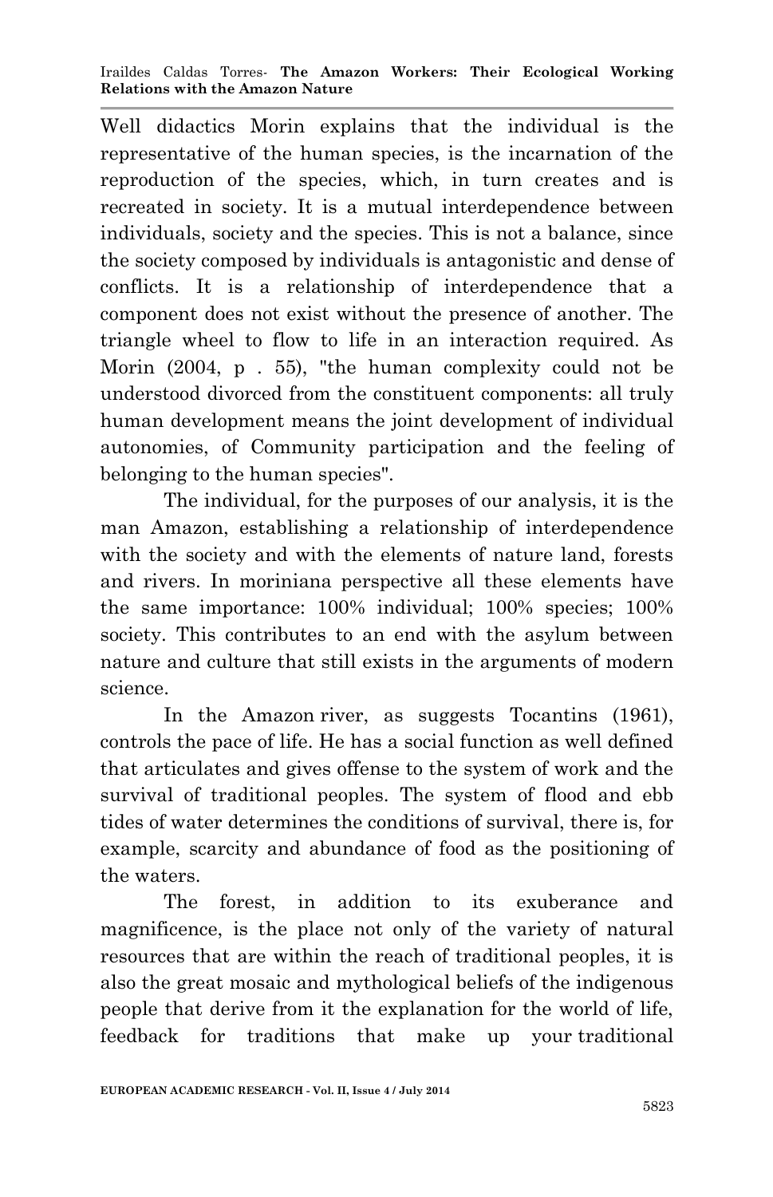Well didactics Morin explains that the individual is the representative of the human species, is the incarnation of the reproduction of the species, which, in turn creates and is recreated in society. It is a mutual interdependence between individuals, society and the species. This is not a balance, since the society composed by individuals is antagonistic and dense of conflicts. It is a relationship of interdependence that a component does not exist without the presence of another. The triangle wheel to flow to life in an interaction required. As Morin (2004, p . 55), "the human complexity could not be understood divorced from the constituent components: all truly human development means the joint development of individual autonomies, of Community participation and the feeling of belonging to the human species".

The individual, for the purposes of our analysis, it is the man Amazon, establishing a relationship of interdependence with the society and with the elements of nature land, forests and rivers. In moriniana perspective all these elements have the same importance: 100% individual; 100% species; 100% society. This contributes to an end with the asylum between nature and culture that still exists in the arguments of modern science.

In the Amazon river, as suggests Tocantins (1961), controls the pace of life. He has a social function as well defined that articulates and gives offense to the system of work and the survival of traditional peoples. The system of flood and ebb tides of water determines the conditions of survival, there is, for example, scarcity and abundance of food as the positioning of the waters.

The forest, in addition to its exuberance and magnificence, is the place not only of the variety of natural resources that are within the reach of traditional peoples, it is also the great mosaic and mythological beliefs of the indigenous people that derive from it the explanation for the world of life, feedback for traditions that make up your traditional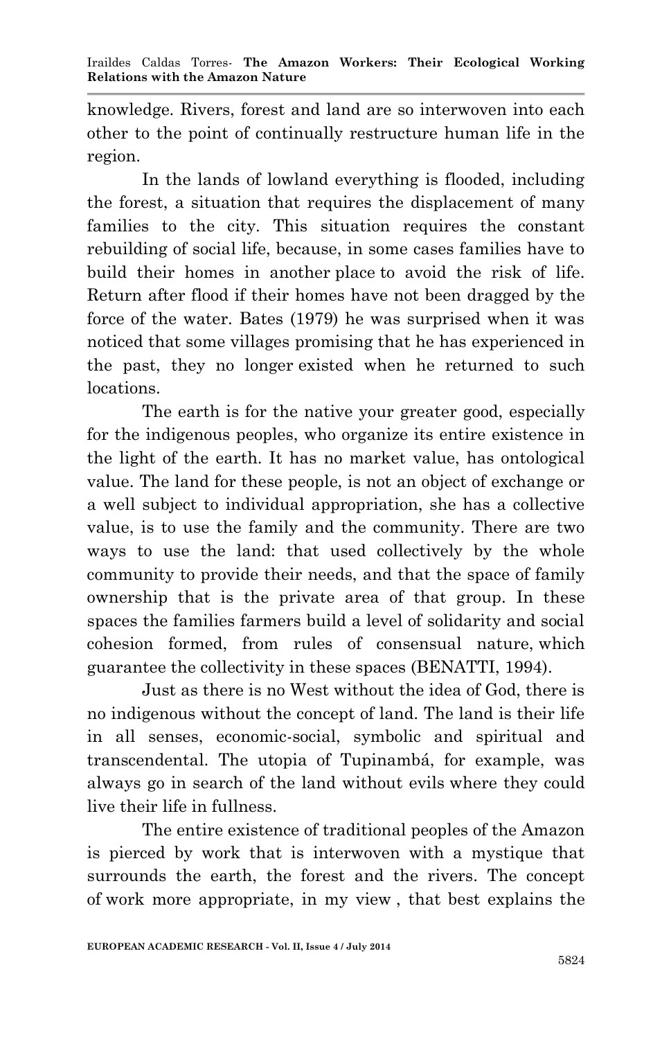knowledge. Rivers, forest and land are so interwoven into each other to the point of continually restructure human life in the region.

In the lands of lowland everything is flooded, including the forest, a situation that requires the displacement of many families to the city. This situation requires the constant rebuilding of social life, because, in some cases families have to build their homes in another place to avoid the risk of life. Return after flood if their homes have not been dragged by the force of the water. Bates (1979) he was surprised when it was noticed that some villages promising that he has experienced in the past, they no longer existed when he returned to such locations.

The earth is for the native your greater good, especially for the indigenous peoples, who organize its entire existence in the light of the earth. It has no market value, has ontological value. The land for these people, is not an object of exchange or a well subject to individual appropriation, she has a collective value, is to use the family and the community. There are two ways to use the land: that used collectively by the whole community to provide their needs, and that the space of family ownership that is the private area of that group. In these spaces the families farmers build a level of solidarity and social cohesion formed, from rules of consensual nature, which guarantee the collectivity in these spaces (BENATTI, 1994).

Just as there is no West without the idea of God, there is no indigenous without the concept of land. The land is their life in all senses, economic-social, symbolic and spiritual and transcendental. The utopia of Tupinambá, for example, was always go in search of the land without evils where they could live their life in fullness.

The entire existence of traditional peoples of the Amazon is pierced by work that is interwoven with a mystique that surrounds the earth, the forest and the rivers. The concept of work more appropriate, in my view , that best explains the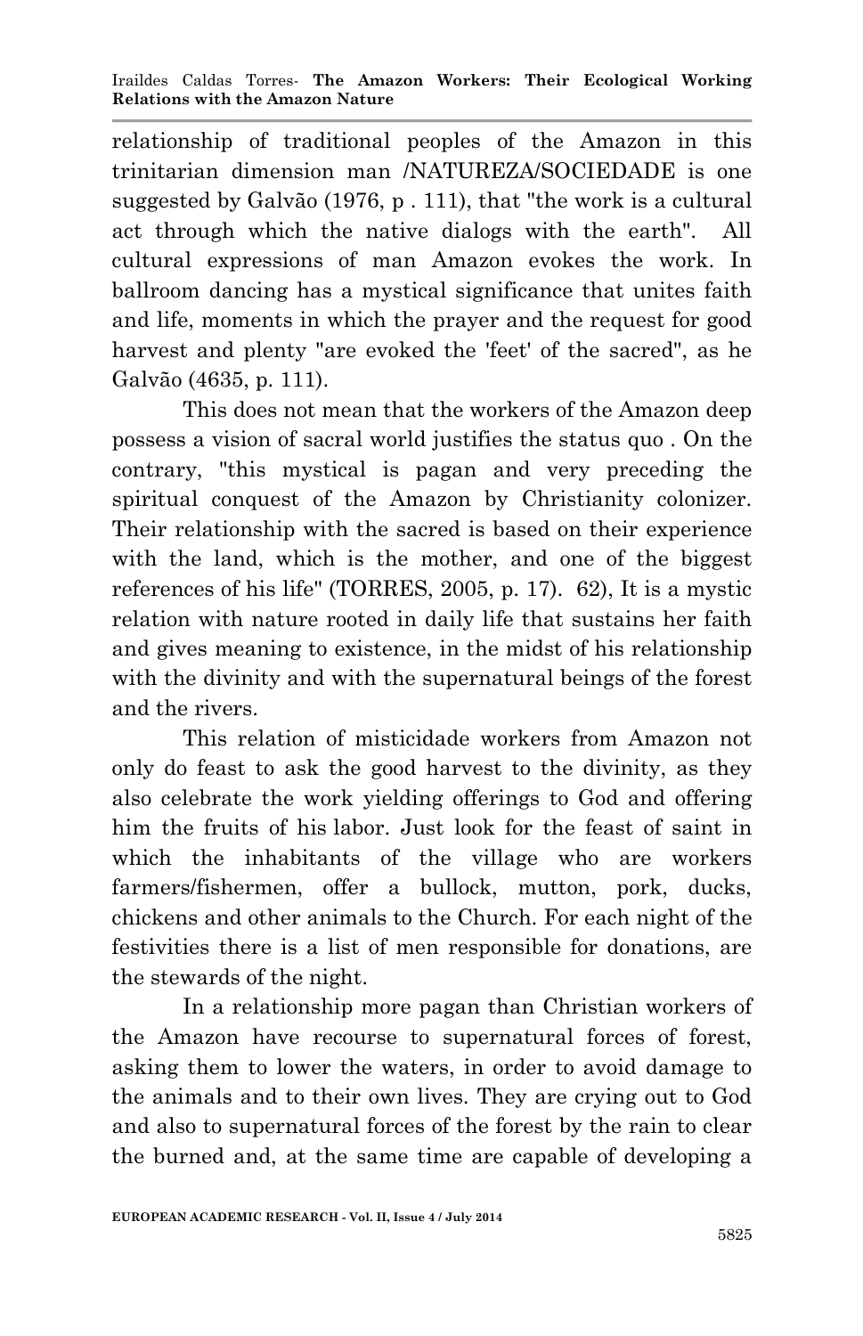relationship of traditional peoples of the Amazon in this trinitarian dimension man /NATUREZA/SOCIEDADE is one suggested by Galvão (1976, p . 111), that "the work is a cultural act through which the native dialogs with the earth". All cultural expressions of man Amazon evokes the work. In ballroom dancing has a mystical significance that unites faith and life, moments in which the prayer and the request for good harvest and plenty "are evoked the 'feet' of the sacred", as he Galvão (4635, p. 111).

This does not mean that the workers of the Amazon deep possess a vision of sacral world justifies the status quo . On the contrary, "this mystical is pagan and very preceding the spiritual conquest of the Amazon by Christianity colonizer. Their relationship with the sacred is based on their experience with the land, which is the mother, and one of the biggest references of his life" (TORRES, 2005, p. 17). 62), It is a mystic relation with nature rooted in daily life that sustains her faith and gives meaning to existence, in the midst of his relationship with the divinity and with the supernatural beings of the forest and the rivers.

This relation of misticidade workers from Amazon not only do feast to ask the good harvest to the divinity, as they also celebrate the work yielding offerings to God and offering him the fruits of his labor. Just look for the feast of saint in which the inhabitants of the village who are workers farmers/fishermen, offer a bullock, mutton, pork, ducks, chickens and other animals to the Church. For each night of the festivities there is a list of men responsible for donations, are the stewards of the night.

In a relationship more pagan than Christian workers of the Amazon have recourse to supernatural forces of forest, asking them to lower the waters, in order to avoid damage to the animals and to their own lives. They are crying out to God and also to supernatural forces of the forest by the rain to clear the burned and, at the same time are capable of developing a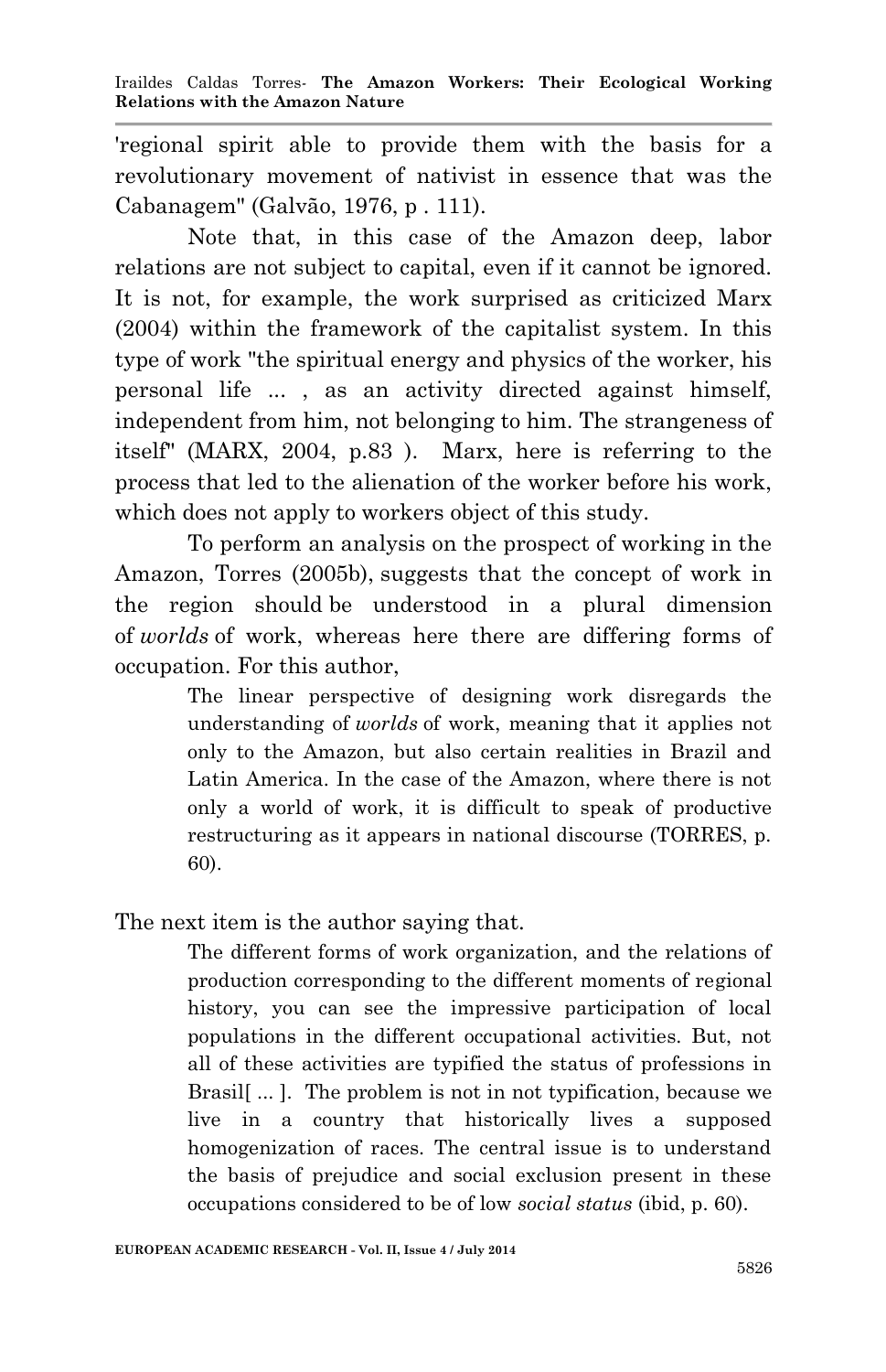'regional spirit able to provide them with the basis for a revolutionary movement of nativist in essence that was the Cabanagem" (Galvão, 1976, p . 111).

Note that, in this case of the Amazon deep, labor relations are not subject to capital, even if it cannot be ignored. It is not, for example, the work surprised as criticized Marx (2004) within the framework of the capitalist system. In this type of work "the spiritual energy and physics of the worker, his personal life ... , as an activity directed against himself, independent from him, not belonging to him. The strangeness of itself" (MARX, 2004, p.83 ). Marx, here is referring to the process that led to the alienation of the worker before his work, which does not apply to workers object of this study.

To perform an analysis on the prospect of working in the Amazon, Torres (2005b), suggests that the concept of work in the region should be understood in a plural dimension of *worlds* of work, whereas here there are differing forms of occupation. For this author,

> The linear perspective of designing work disregards the understanding of *worlds* of work, meaning that it applies not only to the Amazon, but also certain realities in Brazil and Latin America. In the case of the Amazon, where there is not only a world of work, it is difficult to speak of productive restructuring as it appears in national discourse (TORRES, p. 60).

The next item is the author saying that.

> The different forms of work organization, and the relations of production corresponding to the different moments of regional history, you can see the impressive participation of local populations in the different occupational activities. But, not all of these activities are typified the status of professions in Brasil[ ... ]. The problem is not in not typification, because we live in a country that historically lives a supposed homogenization of races. The central issue is to understand the basis of prejudice and social exclusion present in these occupations considered to be of low *social status* (ibid, p. 60).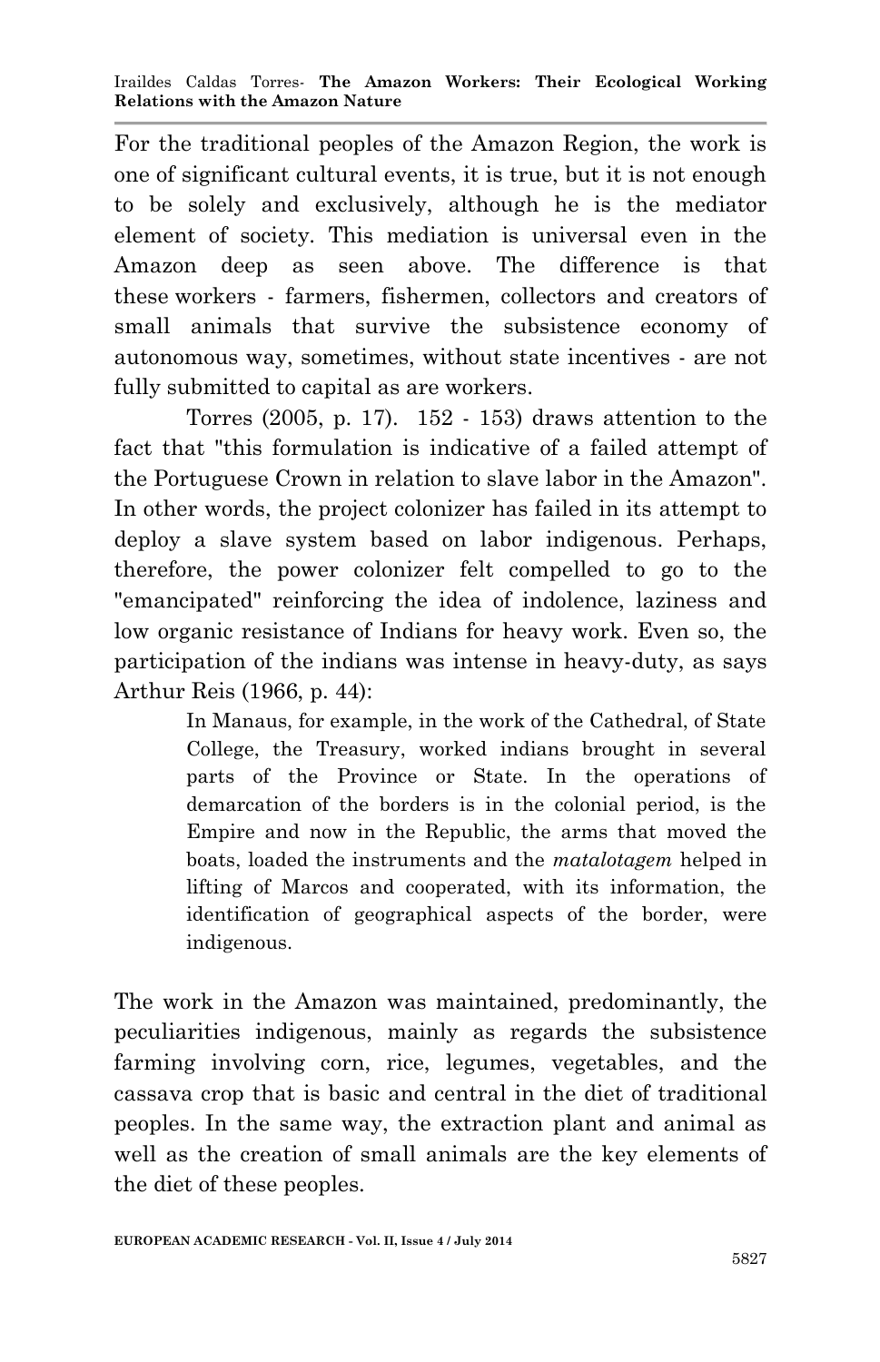For the traditional peoples of the Amazon Region, the work is one of significant cultural events, it is true, but it is not enough to be solely and exclusively, although he is the mediator element of society. This mediation is universal even in the Amazon deep as seen above. The difference is that these workers - farmers, fishermen, collectors and creators of small animals that survive the subsistence economy of autonomous way, sometimes, without state incentives - are not fully submitted to capital as are workers.

Torres (2005, p. 17). 152 - 153) draws attention to the fact that "this formulation is indicative of a failed attempt of the Portuguese Crown in relation to slave labor in the Amazon". In other words, the project colonizer has failed in its attempt to deploy a slave system based on labor indigenous. Perhaps, therefore, the power colonizer felt compelled to go to the "emancipated" reinforcing the idea of indolence, laziness and low organic resistance of Indians for heavy work. Even so, the participation of the indians was intense in heavy-duty, as says Arthur Reis (1966, p. 44):

> In Manaus, for example, in the work of the Cathedral, of State College, the Treasury, worked indians brought in several parts of the Province or State. In the operations of demarcation of the borders is in the colonial period, is the Empire and now in the Republic, the arms that moved the boats, loaded the instruments and the *matalotagem* helped in lifting of Marcos and cooperated, with its information, the identification of geographical aspects of the border, were indigenous.

The work in the Amazon was maintained, predominantly, the peculiarities indigenous, mainly as regards the subsistence farming involving corn, rice, legumes, vegetables, and the cassava crop that is basic and central in the diet of traditional peoples. In the same way, the extraction plant and animal as well as the creation of small animals are the key elements of the diet of these peoples.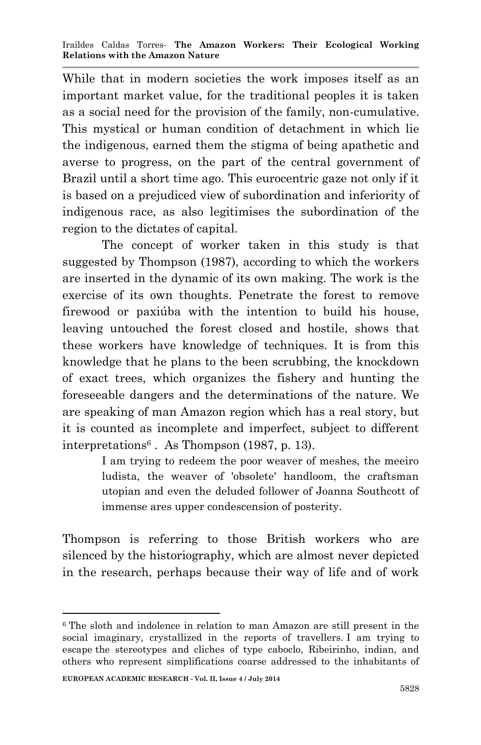While that in modern societies the work imposes itself as an important market value, for the traditional peoples it is taken as a social need for the provision of the family, non-cumulative. This mystical or human condition of detachment in which lie the indigenous, earned them the stigma of being apathetic and averse to progress, on the part of the central government of Brazil until a short time ago. This eurocentric gaze not only if it is based on a prejudiced view of subordination and inferiority of indigenous race, as also legitimises the subordination of the region to the dictates of capital.

The concept of worker taken in this study is that suggested by Thompson (1987), according to which the workers are inserted in the dynamic of its own making. The work is the exercise of its own thoughts. Penetrate the forest to remove firewood or paxiúba with the intention to build his house, leaving untouched the forest closed and hostile, shows that these workers have knowledge of techniques. It is from this knowledge that he plans to the been scrubbing, the knockdown of exact trees, which organizes the fishery and hunting the foreseeable dangers and the determinations of the nature. We are speaking of man Amazon region which has a real story, but it is counted as incomplete and imperfect, subject to different interpretations[6] . As Thompson (1987, p. 13).

> I am trying to redeem the poor weaver of meshes, the meeiro ludista, the weaver of 'obsolete' handloom, the craftsman utopian and even the deluded follower of Joanna Southcott of immense ares upper condescension of posterity.

Thompson is referring to those British workers who are silenced by the historiography, which are almost never depicted in the research, perhaps because their way of life and of work

[6] The sloth and indolence in relation to man Amazon are still present in the social imaginary, crystallized in the reports of travellers. I am trying to escape the stereotypes and cliches of type caboclo, Ribeirinho, indian, and others who represent simplifications coarse addressed to the inhabitants of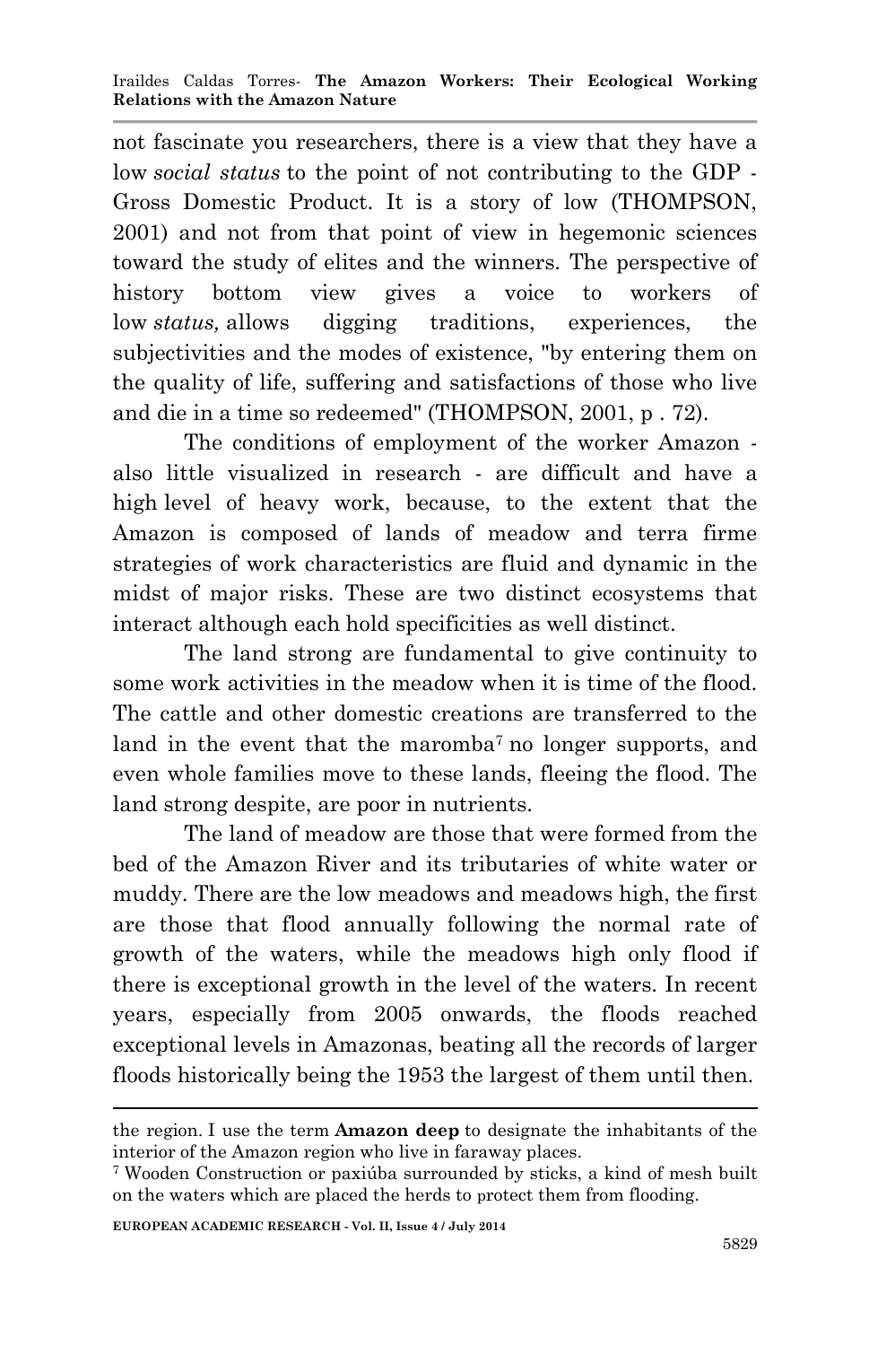not fascinate you researchers, there is a view that they have a low *social status* to the point of not contributing to the GDP - Gross Domestic Product. It is a story of low (THOMPSON, 2001) and not from that point of view in hegemonic sciences toward the study of elites and the winners. The perspective of history bottom view gives a voice to workers of low *status,* allows digging traditions, experiences, the subjectivities and the modes of existence, "by entering them on the quality of life, suffering and satisfactions of those who live and die in a time so redeemed" (THOMPSON, 2001, p . 72).

The conditions of employment of the worker Amazon - also little visualized in research - are difficult and have a high level of heavy work, because, to the extent that the Amazon is composed of lands of meadow and terra firme strategies of work characteristics are fluid and dynamic in the midst of major risks. These are two distinct ecosystems that interact although each hold specificities as well distinct.

The land strong are fundamental to give continuity to some work activities in the meadow when it is time of the flood. The cattle and other domestic creations are transferred to the land in the event that the maromba[7] no longer supports, and even whole families move to these lands, fleeing the flood. The land strong despite, are poor in nutrients.

The land of meadow are those that were formed from the bed of the Amazon River and its tributaries of white water or muddy. There are the low meadows and meadows high, the first are those that flood annually following the normal rate of growth of the waters, while the meadows high only flood if there is exceptional growth in the level of the waters. In recent years, especially from 2005 onwards, the floods reached exceptional levels in Amazonas, beating all the records of larger floods historically being the 1953 the largest of them until then.

---

the region. I use the term **Amazon deep** to designate the inhabitants of the interior of the Amazon region who live in faraway places.

[7] Wooden Construction or paxiúba surrounded by sticks, a kind of mesh built on the waters which are placed the herds to protect them from flooding.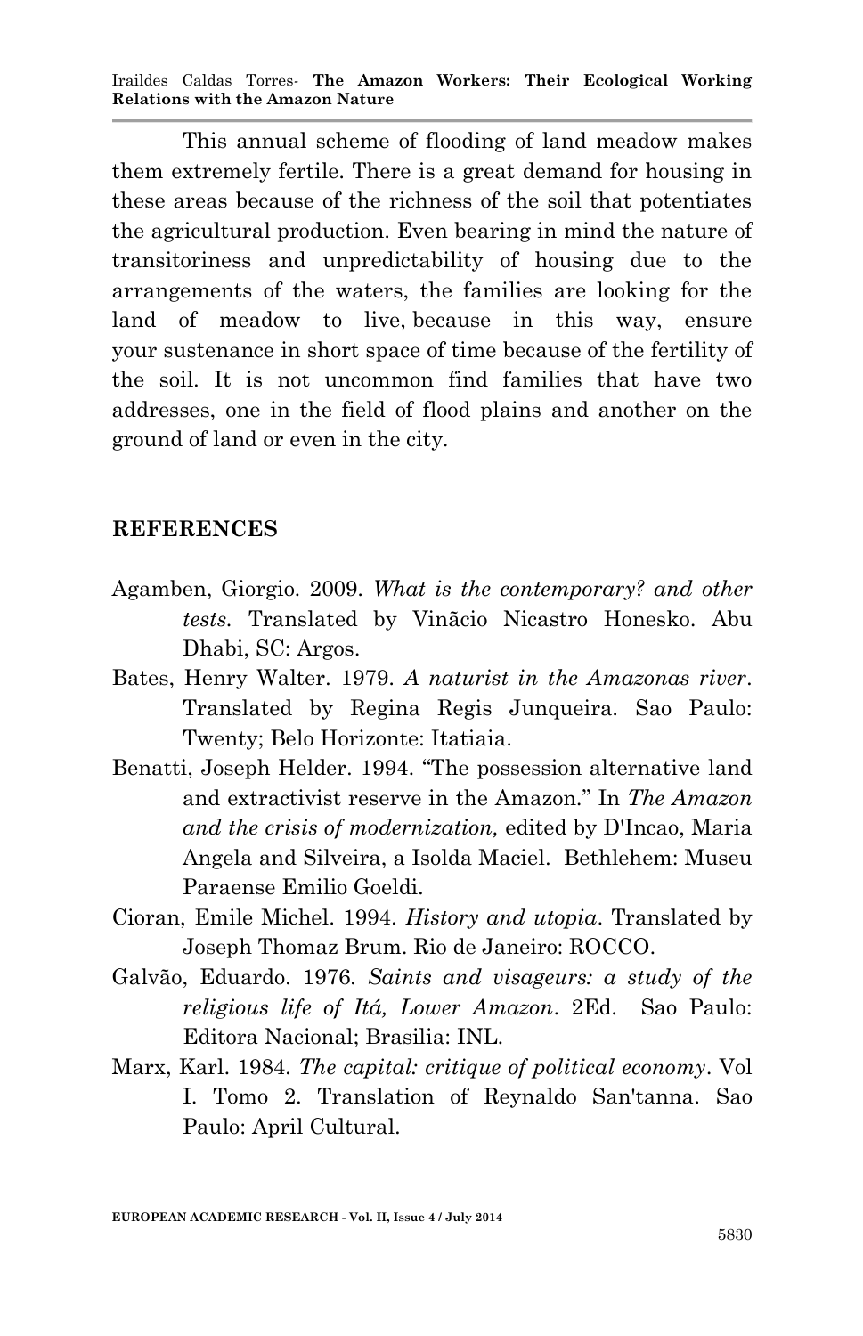This annual scheme of flooding of land meadow makes them extremely fertile. There is a great demand for housing in these areas because of the richness of the soil that potentiates the agricultural production. Even bearing in mind the nature of transitoriness and unpredictability of housing due to the arrangements of the waters, the families are looking for the land of meadow to live, because in this way, ensure your sustenance in short space of time because of the fertility of the soil. It is not uncommon find families that have two addresses, one in the field of flood plains and another on the ground of land or even in the city.

## REFERENCES

Agamben, Giorgio. 2009. *What is the contemporary? and other tests.* Translated by Vinãcio Nicastro Honesko. Abu Dhabi, SC: Argos.

Bates, Henry Walter. 1979. *A naturist in the Amazonas river*. Translated by Regina Regis Junqueira. Sao Paulo: Twenty; Belo Horizonte: Itatiaia.

Benatti, Joseph Helder. 1994. "The possession alternative land and extractivist reserve in the Amazon." In *The Amazon and the crisis of modernization,* edited by D'Incao, Maria Angela and Silveira, a Isolda Maciel. Bethlehem: Museu Paraense Emilio Goeldi.

Cioran, Emile Michel. 1994. *History and utopia*. Translated by Joseph Thomaz Brum. Rio de Janeiro: ROCCO.

Galvão, Eduardo. 1976. *Saints and visageurs: a study of the religious life of Itá, Lower Amazon*. 2Ed. Sao Paulo: Editora Nacional; Brasilia: INL.

Marx, Karl. 1984. *The capital: critique of political economy*. Vol I. Tomo 2. Translation of Reynaldo San'tanna. Sao Paulo: April Cultural.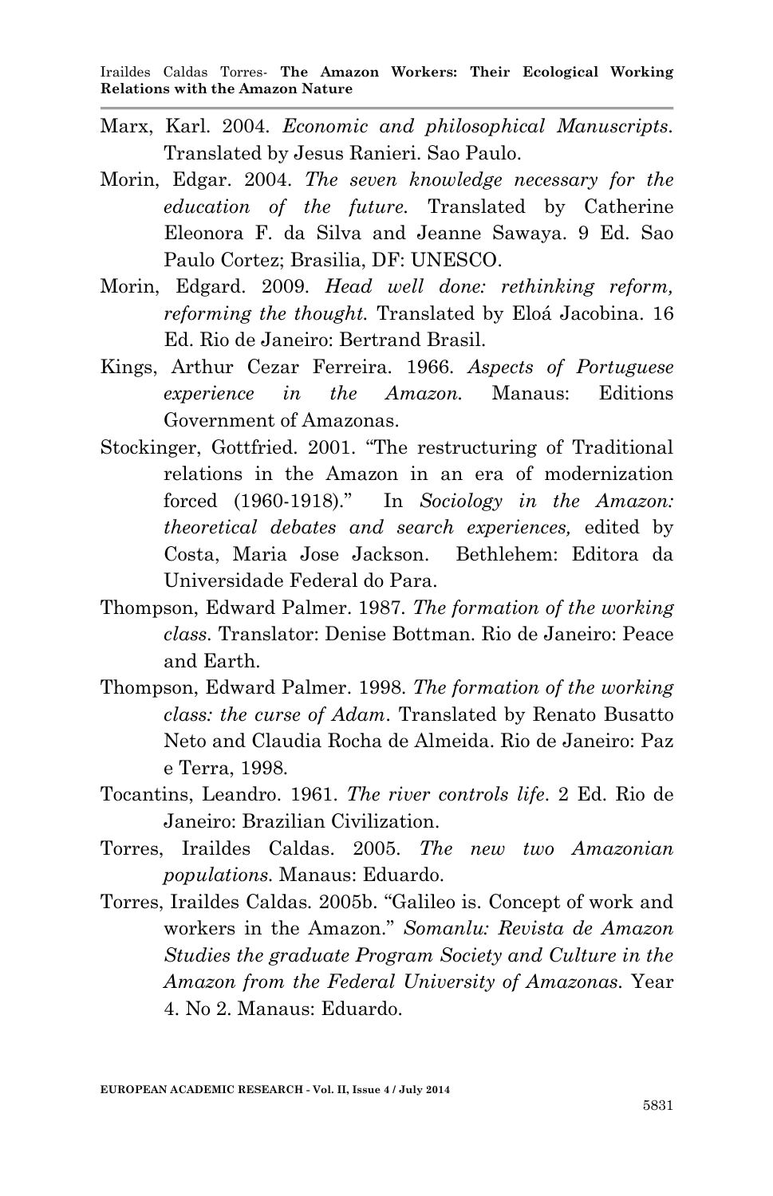Marx, Karl. 2004. *Economic and philosophical Manuscripts*. Translated by Jesus Ranieri. Sao Paulo.

Morin, Edgar. 2004. *The seven knowledge necessary for the education of the future*. Translated by Catherine Eleonora F. da Silva and Jeanne Sawaya. 9 Ed. Sao Paulo Cortez; Brasilia, DF: UNESCO.

Morin, Edgard. 2009. *Head well done: rethinking reform, reforming the thought*. Translated by Eloá Jacobina. 16 Ed. Rio de Janeiro: Bertrand Brasil.

Kings, Arthur Cezar Ferreira. 1966. *Aspects of Portuguese experience in the Amazon*. Manaus: Editions Government of Amazonas.

Stockinger, Gottfried. 2001. "The restructuring of Traditional relations in the Amazon in an era of modernization forced (1960-1918)." In *Sociology in the Amazon: theoretical debates and search experiences,* edited by Costa, Maria Jose Jackson. Bethlehem: Editora da Universidade Federal do Para.

Thompson, Edward Palmer. 1987. *The formation of the working class*. Translator: Denise Bottman. Rio de Janeiro: Peace and Earth.

Thompson, Edward Palmer. 1998. *The formation of the working class: the curse of Adam*. Translated by Renato Busatto Neto and Claudia Rocha de Almeida. Rio de Janeiro: Paz e Terra, 1998.

Tocantins, Leandro. 1961. *The river controls life*. 2 Ed. Rio de Janeiro: Brazilian Civilization.

Torres, Iraildes Caldas. 2005. *The new two Amazonian populations*. Manaus: Eduardo.

Torres, Iraildes Caldas. 2005b. "Galileo is. Concept of work and workers in the Amazon." *Somanlu: Revista de Amazon Studies the graduate Program Society and Culture in the Amazon from the Federal University of Amazonas*. Year 4. No 2. Manaus: Eduardo.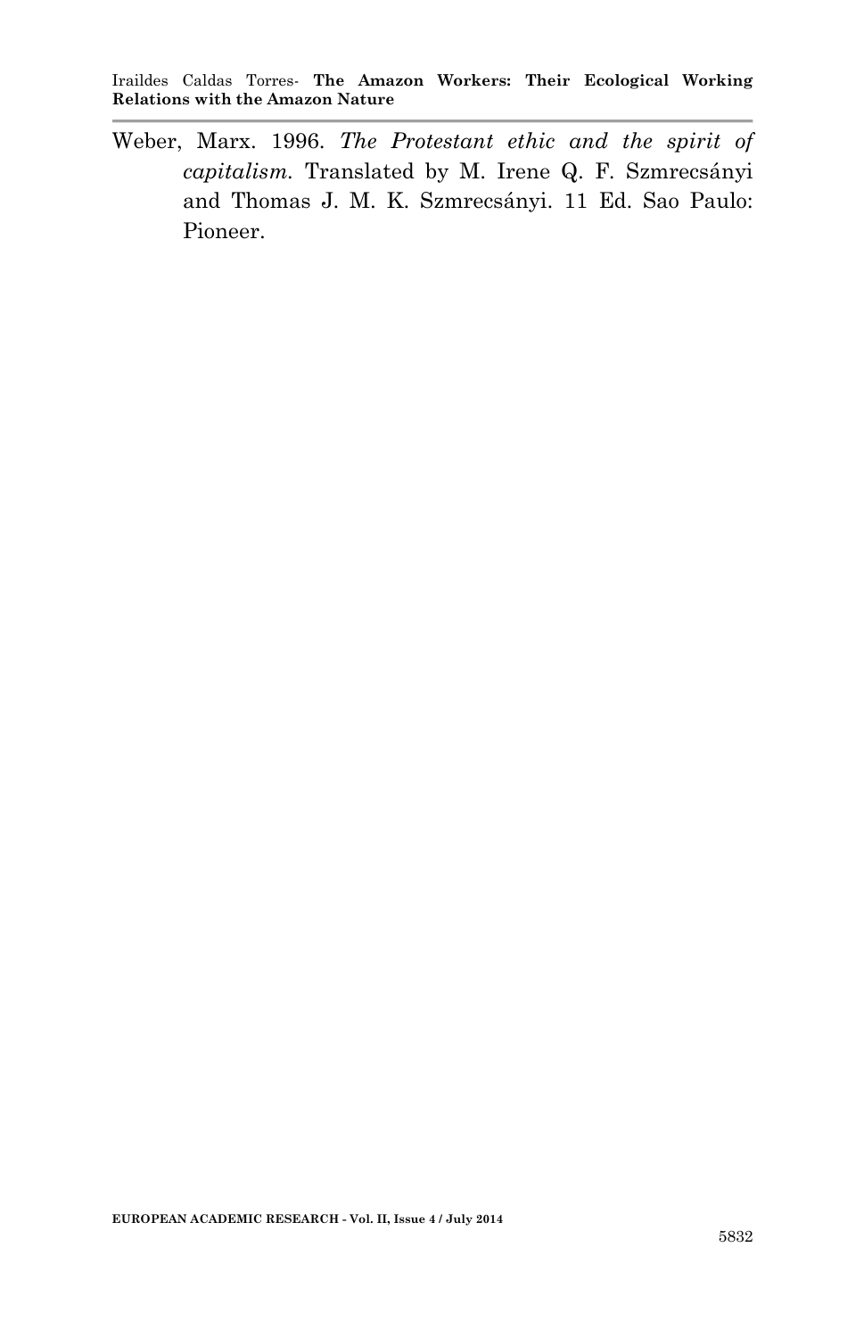Weber, Marx. 1996. *The Protestant ethic and the spirit of capitalism*. Translated by M. Irene Q. F. Szmrecsányi and Thomas J. M. K. Szmrecsányi. 11 Ed. Sao Paulo: Pioneer.